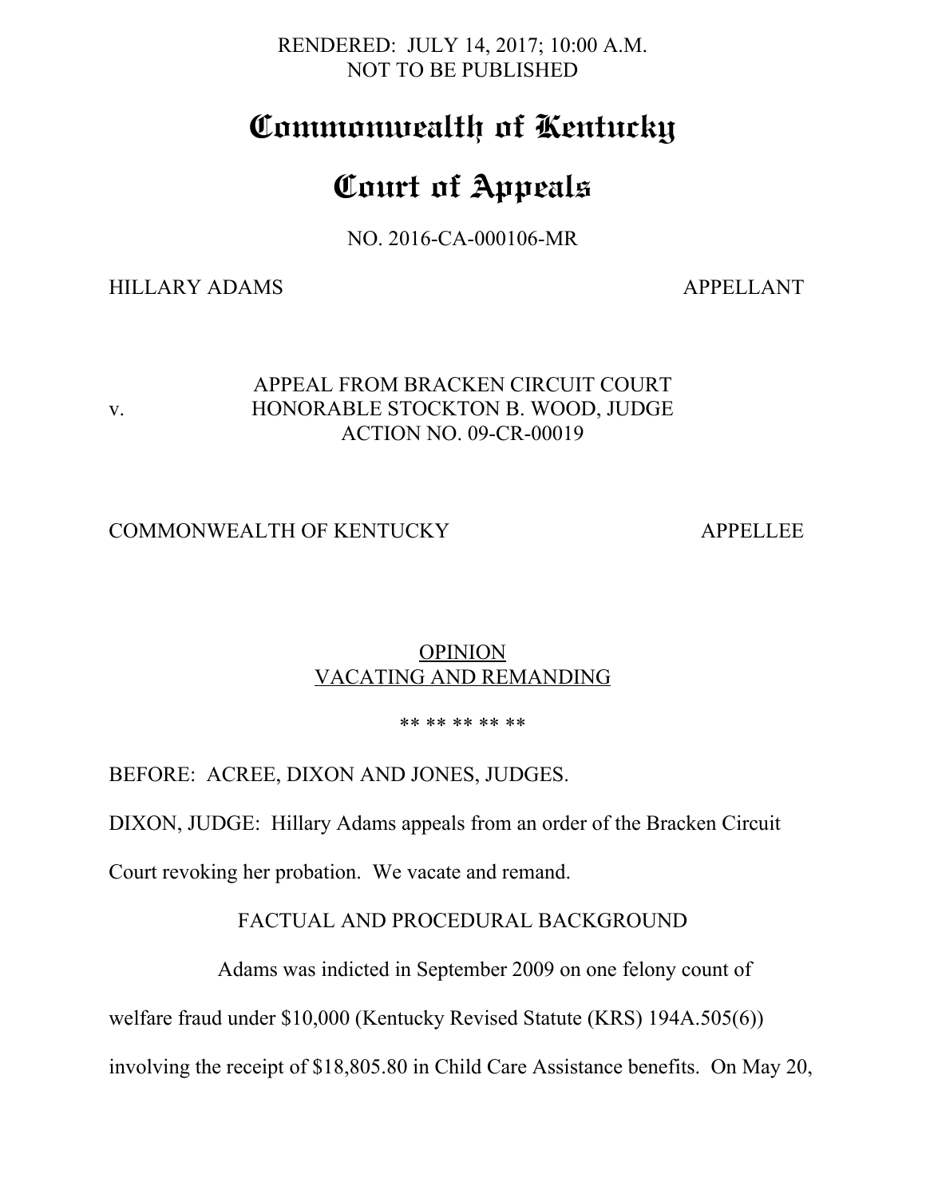RENDERED: JULY 14, 2017; 10:00 A.M.
NOT TO BE PUBLISHED

# Commonwealth of Kentucky

# Court of Appeals

NO. 2016-CA-000106-MR

HILLARY ADAMS APPELLANT

v.

APPEAL FROM BRACKEN CIRCUIT COURT
HONORABLE STOCKTON B. WOOD, JUDGE
ACTION NO. 09-CR-00019

COMMONWEALTH OF KENTUCKY APPELLEE

OPINION
VACATING AND REMANDING

** ** ** ** **

BEFORE: ACREE, DIXON AND JONES, JUDGES.

DIXON, JUDGE: Hillary Adams appeals from an order of the Bracken Circuit Court revoking her probation. We vacate and remand.

FACTUAL AND PROCEDURAL BACKGROUND

Adams was indicted in September 2009 on one felony count of welfare fraud under $10,000 (Kentucky Revised Statute (KRS) 194A.505(6)) involving the receipt of $18,805.80 in Child Care Assistance benefits. On May 20,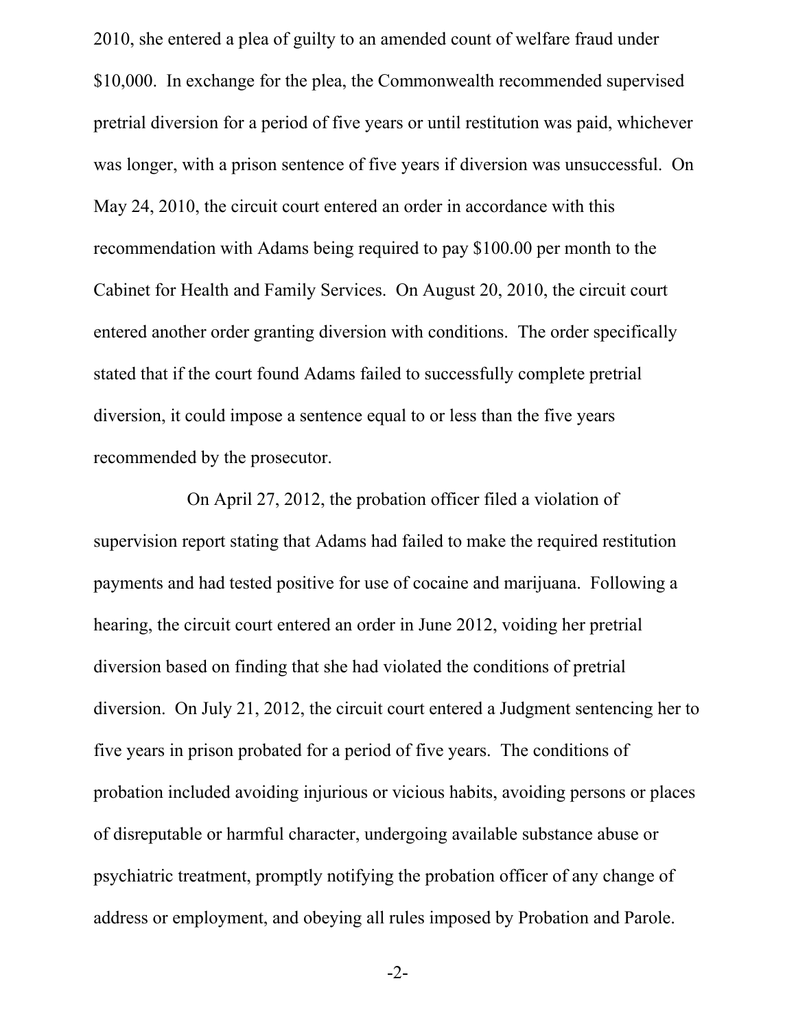2010, she entered a plea of guilty to an amended count of welfare fraud under $10,000. In exchange for the plea, the Commonwealth recommended supervised pretrial diversion for a period of five years or until restitution was paid, whichever was longer, with a prison sentence of five years if diversion was unsuccessful. On May 24, 2010, the circuit court entered an order in accordance with this recommendation with Adams being required to pay $100.00 per month to the Cabinet for Health and Family Services. On August 20, 2010, the circuit court entered another order granting diversion with conditions. The order specifically stated that if the court found Adams failed to successfully complete pretrial diversion, it could impose a sentence equal to or less than the five years recommended by the prosecutor.

On April 27, 2012, the probation officer filed a violation of supervision report stating that Adams had failed to make the required restitution payments and had tested positive for use of cocaine and marijuana. Following a hearing, the circuit court entered an order in June 2012, voiding her pretrial diversion based on finding that she had violated the conditions of pretrial diversion. On July 21, 2012, the circuit court entered a Judgment sentencing her to five years in prison probated for a period of five years. The conditions of probation included avoiding injurious or vicious habits, avoiding persons or places of disreputable or harmful character, undergoing available substance abuse or psychiatric treatment, promptly notifying the probation officer of any change of address or employment, and obeying all rules imposed by Probation and Parole.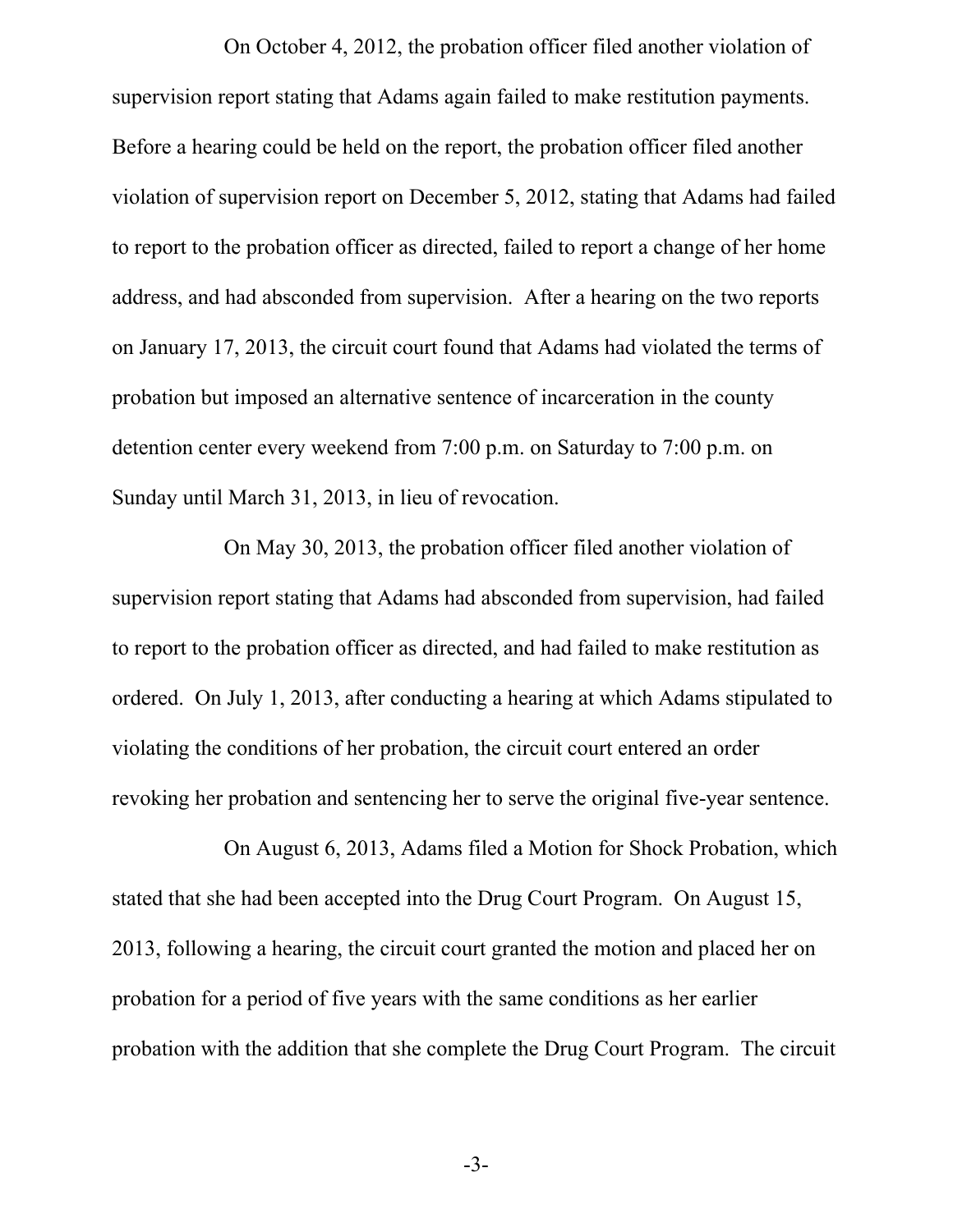On October 4, 2012, the probation officer filed another violation of supervision report stating that Adams again failed to make restitution payments. Before a hearing could be held on the report, the probation officer filed another violation of supervision report on December 5, 2012, stating that Adams had failed to report to the probation officer as directed, failed to report a change of her home address, and had absconded from supervision. After a hearing on the two reports on January 17, 2013, the circuit court found that Adams had violated the terms of probation but imposed an alternative sentence of incarceration in the county detention center every weekend from 7:00 p.m. on Saturday to 7:00 p.m. on Sunday until March 31, 2013, in lieu of revocation.

On May 30, 2013, the probation officer filed another violation of supervision report stating that Adams had absconded from supervision, had failed to report to the probation officer as directed, and had failed to make restitution as ordered. On July 1, 2013, after conducting a hearing at which Adams stipulated to violating the conditions of her probation, the circuit court entered an order revoking her probation and sentencing her to serve the original five-year sentence.

On August 6, 2013, Adams filed a Motion for Shock Probation, which stated that she had been accepted into the Drug Court Program. On August 15, 2013, following a hearing, the circuit court granted the motion and placed her on probation for a period of five years with the same conditions as her earlier probation with the addition that she complete the Drug Court Program. The circuit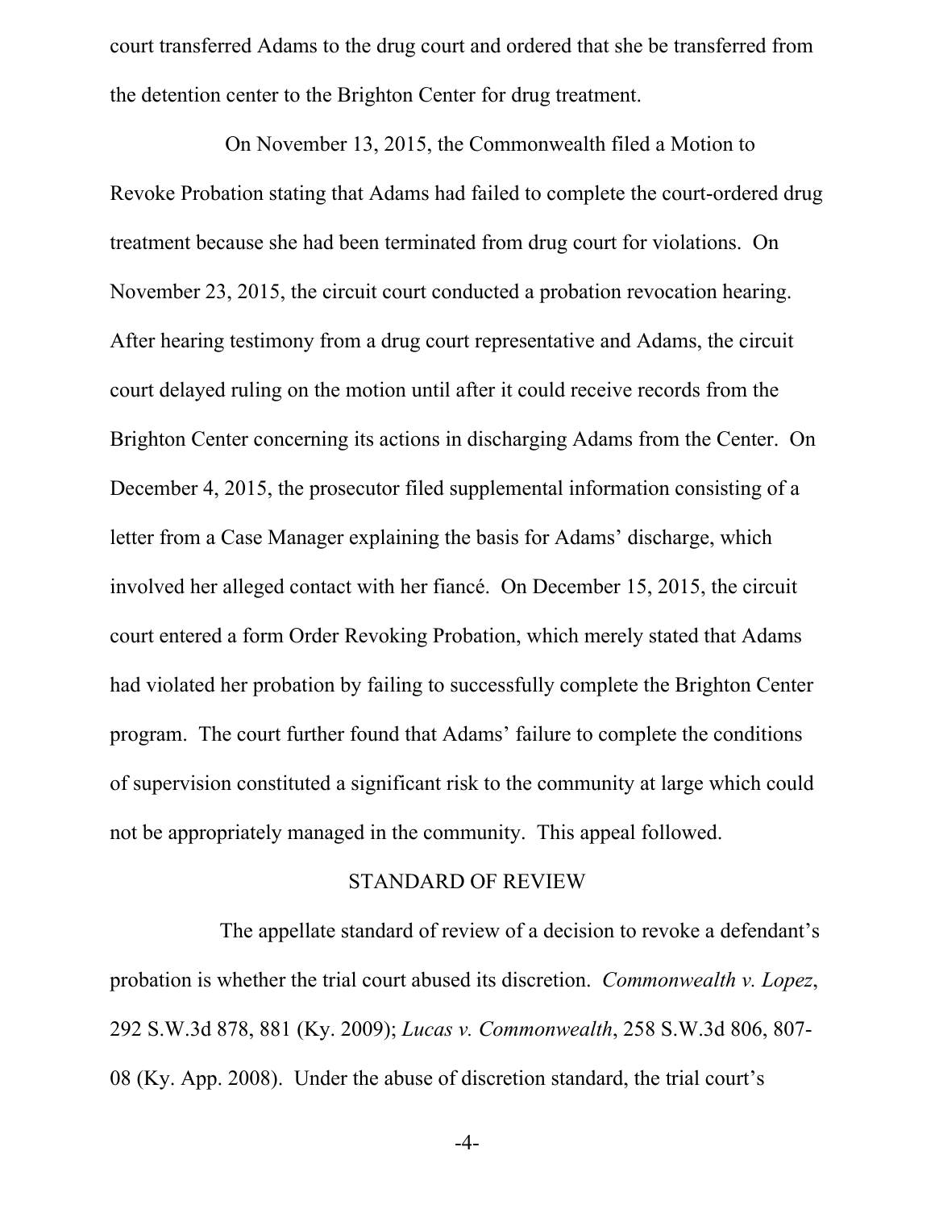court transferred Adams to the drug court and ordered that she be transferred from the detention center to the Brighton Center for drug treatment.

On November 13, 2015, the Commonwealth filed a Motion to Revoke Probation stating that Adams had failed to complete the court-ordered drug treatment because she had been terminated from drug court for violations. On November 23, 2015, the circuit court conducted a probation revocation hearing. After hearing testimony from a drug court representative and Adams, the circuit court delayed ruling on the motion until after it could receive records from the Brighton Center concerning its actions in discharging Adams from the Center. On December 4, 2015, the prosecutor filed supplemental information consisting of a letter from a Case Manager explaining the basis for Adams' discharge, which involved her alleged contact with her fiancé. On December 15, 2015, the circuit court entered a form Order Revoking Probation, which merely stated that Adams had violated her probation by failing to successfully complete the Brighton Center program. The court further found that Adams' failure to complete the conditions of supervision constituted a significant risk to the community at large which could not be appropriately managed in the community. This appeal followed.

## STANDARD OF REVIEW

The appellate standard of review of a decision to revoke a defendant's probation is whether the trial court abused its discretion. *Commonwealth v. Lopez*, 292 S.W.3d 878, 881 (Ky. 2009); *Lucas v. Commonwealth*, 258 S.W.3d 806, 807-08 (Ky. App. 2008). Under the abuse of discretion standard, the trial court's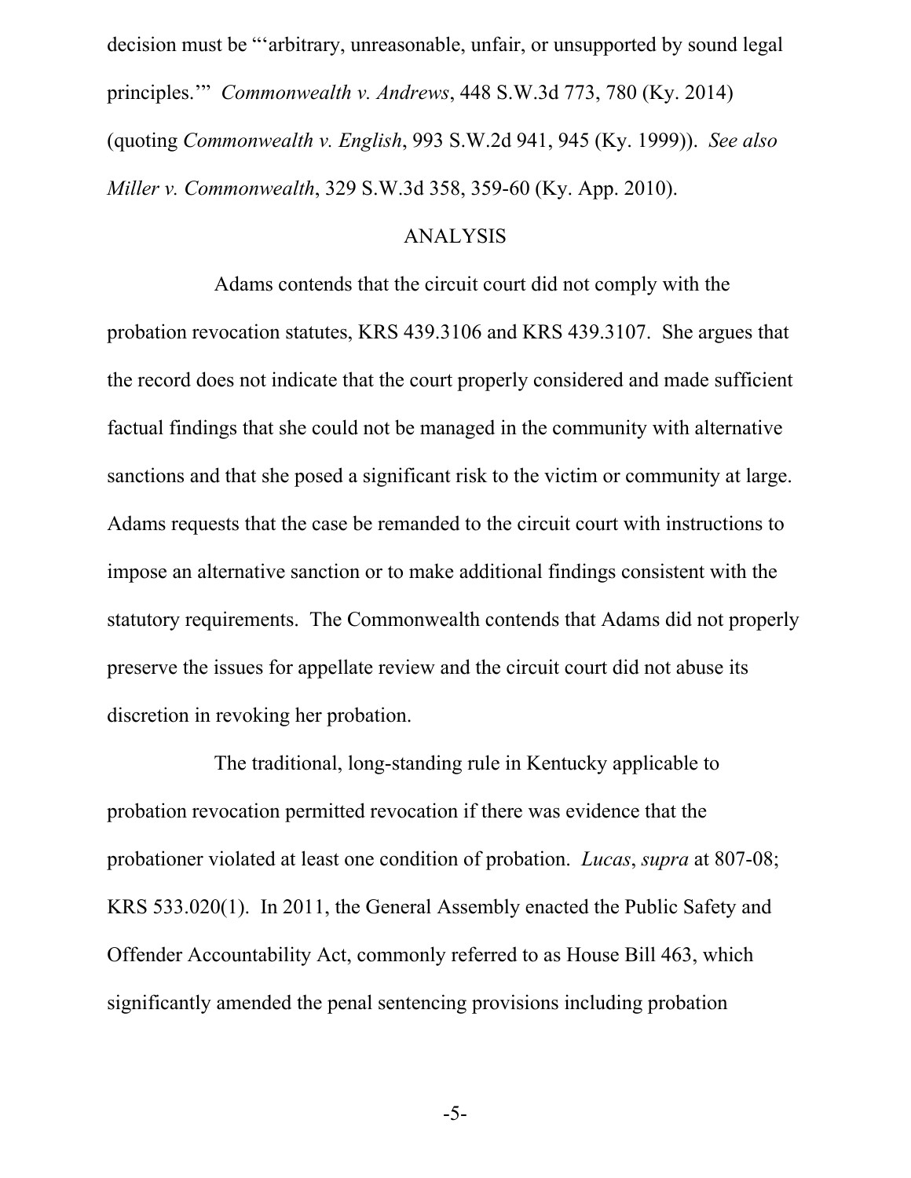decision must be "'arbitrary, unreasonable, unfair, or unsupported by sound legal principles.'" *Commonwealth v. Andrews*, 448 S.W.3d 773, 780 (Ky. 2014) (quoting *Commonwealth v. English*, 993 S.W.2d 941, 945 (Ky. 1999)). *See also Miller v. Commonwealth*, 329 S.W.3d 358, 359-60 (Ky. App. 2010).

## ANALYSIS

Adams contends that the circuit court did not comply with the probation revocation statutes, KRS 439.3106 and KRS 439.3107. She argues that the record does not indicate that the court properly considered and made sufficient factual findings that she could not be managed in the community with alternative sanctions and that she posed a significant risk to the victim or community at large. Adams requests that the case be remanded to the circuit court with instructions to impose an alternative sanction or to make additional findings consistent with the statutory requirements. The Commonwealth contends that Adams did not properly preserve the issues for appellate review and the circuit court did not abuse its discretion in revoking her probation.

The traditional, long-standing rule in Kentucky applicable to probation revocation permitted revocation if there was evidence that the probationer violated at least one condition of probation. *Lucas*, *supra* at 807-08; KRS 533.020(1). In 2011, the General Assembly enacted the Public Safety and Offender Accountability Act, commonly referred to as House Bill 463, which significantly amended the penal sentencing provisions including probation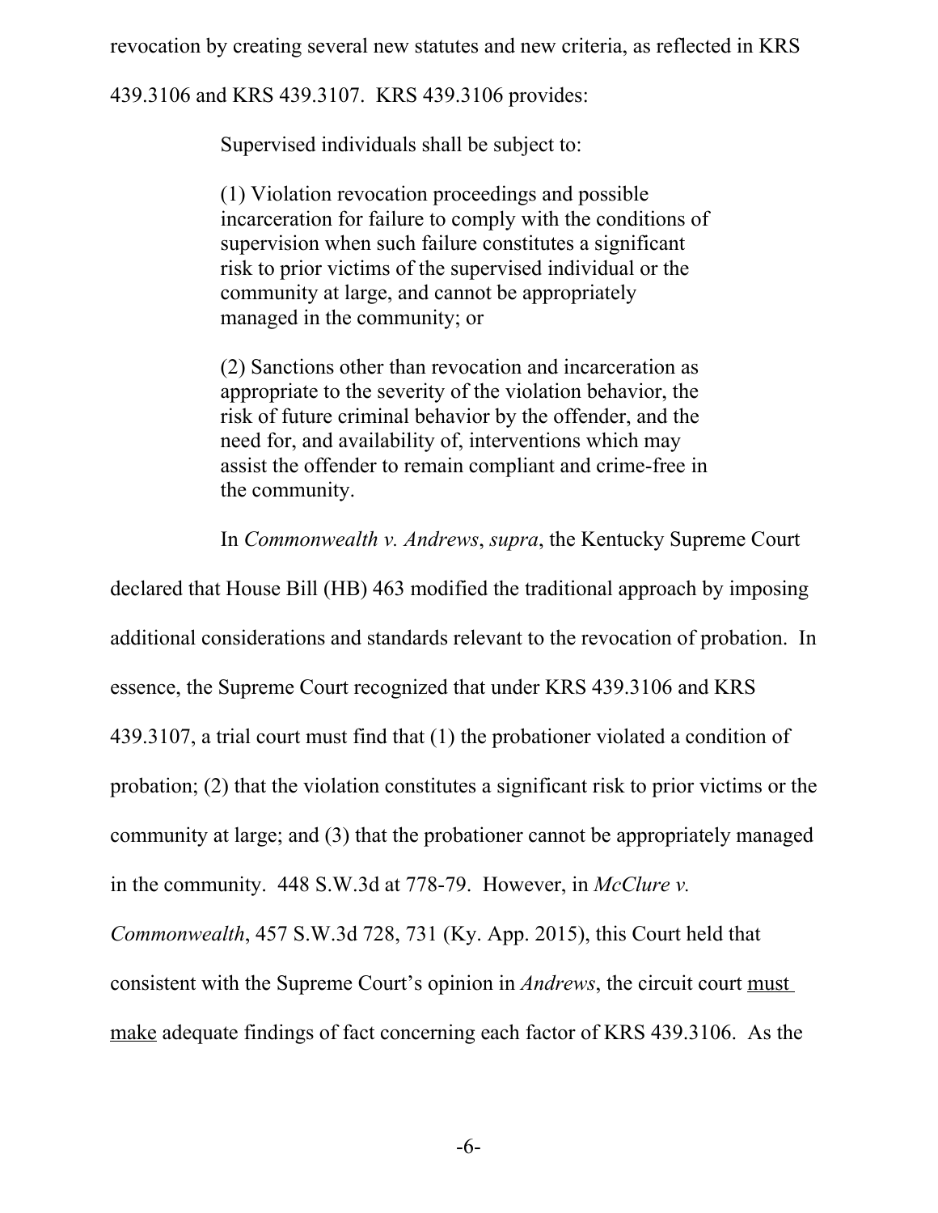revocation by creating several new statutes and new criteria, as reflected in KRS 439.3106 and KRS 439.3107. KRS 439.3106 provides:

> Supervised individuals shall be subject to:
>
> (1) Violation revocation proceedings and possible incarceration for failure to comply with the conditions of supervision when such failure constitutes a significant risk to prior victims of the supervised individual or the community at large, and cannot be appropriately managed in the community; or
>
> (2) Sanctions other than revocation and incarceration as appropriate to the severity of the violation behavior, the risk of future criminal behavior by the offender, and the need for, and availability of, interventions which may assist the offender to remain compliant and crime-free in the community.

In *Commonwealth v. Andrews*, *supra*, the Kentucky Supreme Court declared that House Bill (HB) 463 modified the traditional approach by imposing additional considerations and standards relevant to the revocation of probation. In essence, the Supreme Court recognized that under KRS 439.3106 and KRS 439.3107, a trial court must find that (1) the probationer violated a condition of probation; (2) that the violation constitutes a significant risk to prior victims or the community at large; and (3) that the probationer cannot be appropriately managed in the community. 448 S.W.3d at 778-79. However, in *McClure v. Commonwealth*, 457 S.W.3d 728, 731 (Ky. App. 2015), this Court held that consistent with the Supreme Court's opinion in *Andrews*, the circuit court <u>must make</u> adequate findings of fact concerning each factor of KRS 439.3106. As the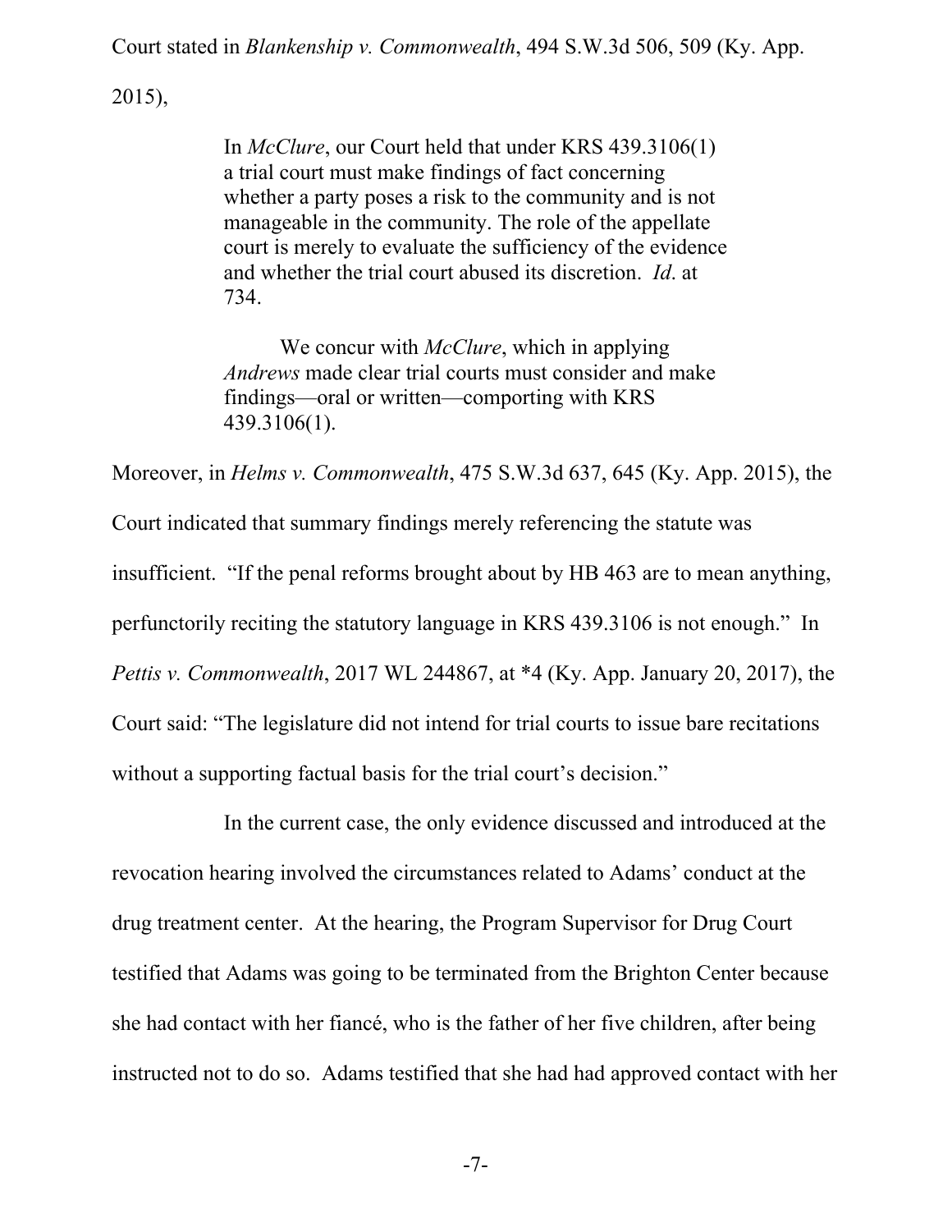Court stated in *Blankenship v. Commonwealth*, 494 S.W.3d 506, 509 (Ky. App. 2015),

> In *McClure*, our Court held that under KRS 439.3106(1) a trial court must make findings of fact concerning whether a party poses a risk to the community and is not manageable in the community. The role of the appellate court is merely to evaluate the sufficiency of the evidence and whether the trial court abused its discretion. *Id*. at 734.
>
> We concur with *McClure*, which in applying *Andrews* made clear trial courts must consider and make findings—oral or written—comporting with KRS 439.3106(1).

Moreover, in *Helms v. Commonwealth*, 475 S.W.3d 637, 645 (Ky. App. 2015), the Court indicated that summary findings merely referencing the statute was insufficient. "If the penal reforms brought about by HB 463 are to mean anything, perfunctorily reciting the statutory language in KRS 439.3106 is not enough." In *Pettis v. Commonwealth*, 2017 WL 244867, at *4 (Ky. App. January 20, 2017), the Court said: "The legislature did not intend for trial courts to issue bare recitations without a supporting factual basis for the trial court's decision."

In the current case, the only evidence discussed and introduced at the revocation hearing involved the circumstances related to Adams' conduct at the drug treatment center. At the hearing, the Program Supervisor for Drug Court testified that Adams was going to be terminated from the Brighton Center because she had contact with her fiancé, who is the father of her five children, after being instructed not to do so. Adams testified that she had had approved contact with her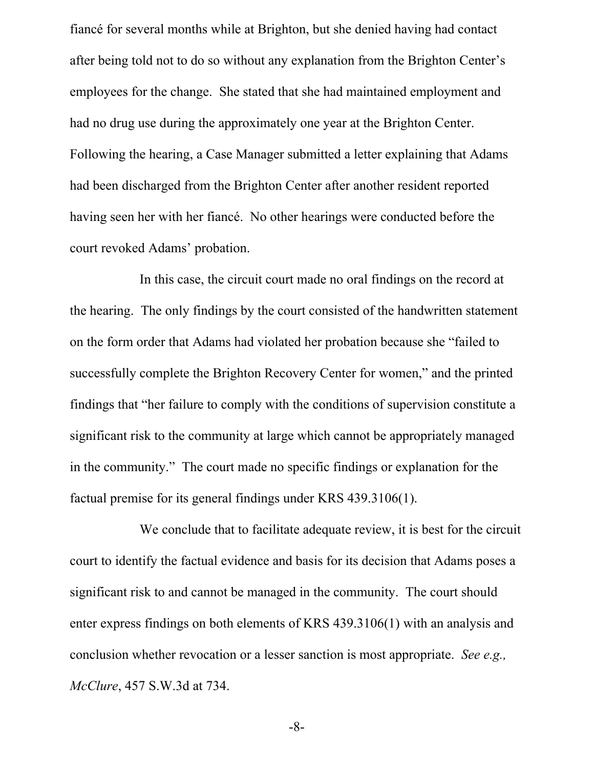fiancé for several months while at Brighton, but she denied having had contact after being told not to do so without any explanation from the Brighton Center's employees for the change. She stated that she had maintained employment and had no drug use during the approximately one year at the Brighton Center. Following the hearing, a Case Manager submitted a letter explaining that Adams had been discharged from the Brighton Center after another resident reported having seen her with her fiancé. No other hearings were conducted before the court revoked Adams' probation.

In this case, the circuit court made no oral findings on the record at the hearing. The only findings by the court consisted of the handwritten statement on the form order that Adams had violated her probation because she "failed to successfully complete the Brighton Recovery Center for women," and the printed findings that "her failure to comply with the conditions of supervision constitute a significant risk to the community at large which cannot be appropriately managed in the community." The court made no specific findings or explanation for the factual premise for its general findings under KRS 439.3106(1).

We conclude that to facilitate adequate review, it is best for the circuit court to identify the factual evidence and basis for its decision that Adams poses a significant risk to and cannot be managed in the community. The court should enter express findings on both elements of KRS 439.3106(1) with an analysis and conclusion whether revocation or a lesser sanction is most appropriate. *See e.g., McClure*, 457 S.W.3d at 734.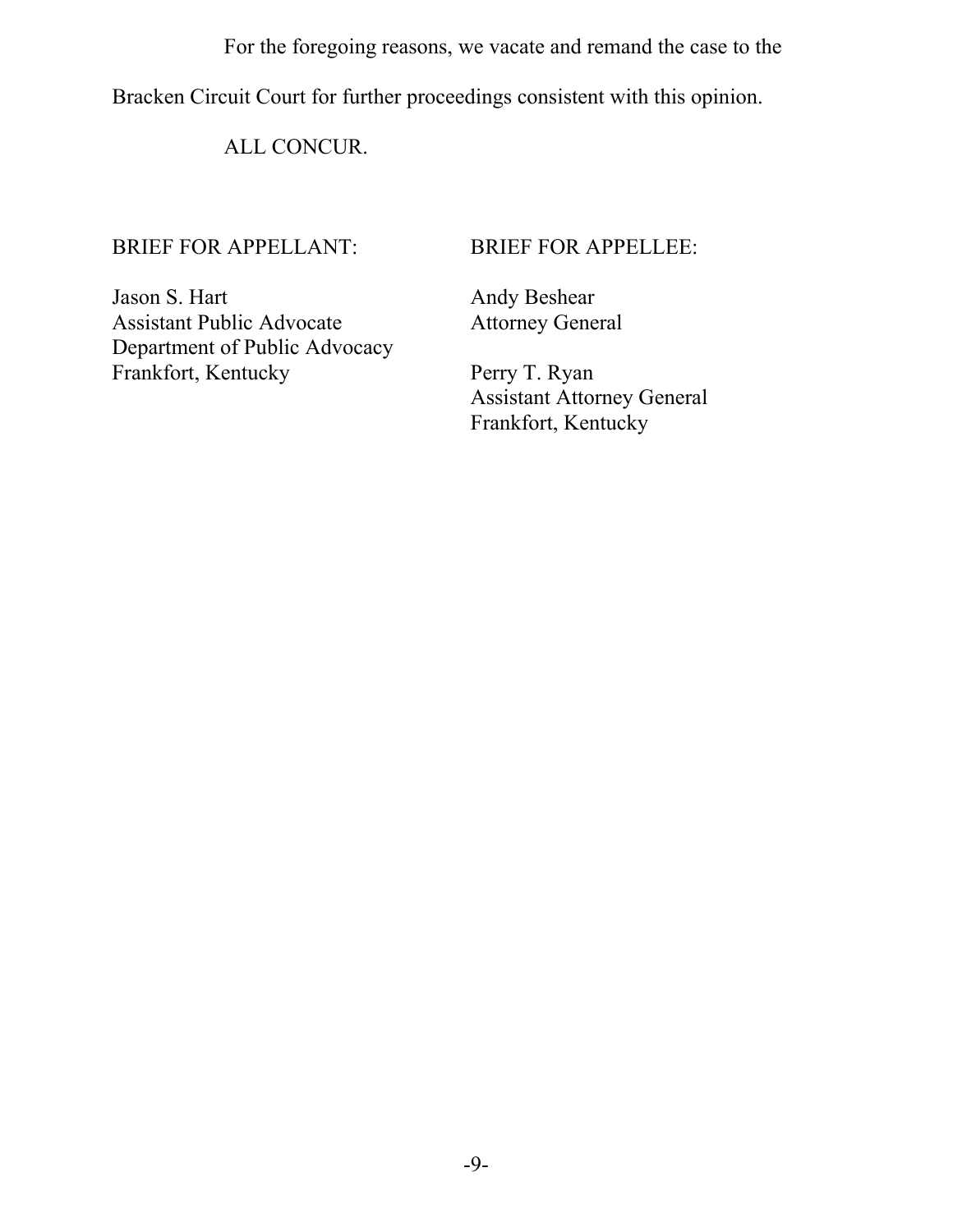For the foregoing reasons, we vacate and remand the case to the Bracken Circuit Court for further proceedings consistent with this opinion.

ALL CONCUR.

BRIEF FOR APPELLANT:

Jason S. Hart
Assistant Public Advocate
Department of Public Advocacy
Frankfort, Kentucky

BRIEF FOR APPELLEE:

Andy Beshear
Attorney General

Perry T. Ryan
Assistant Attorney General
Frankfort, Kentucky